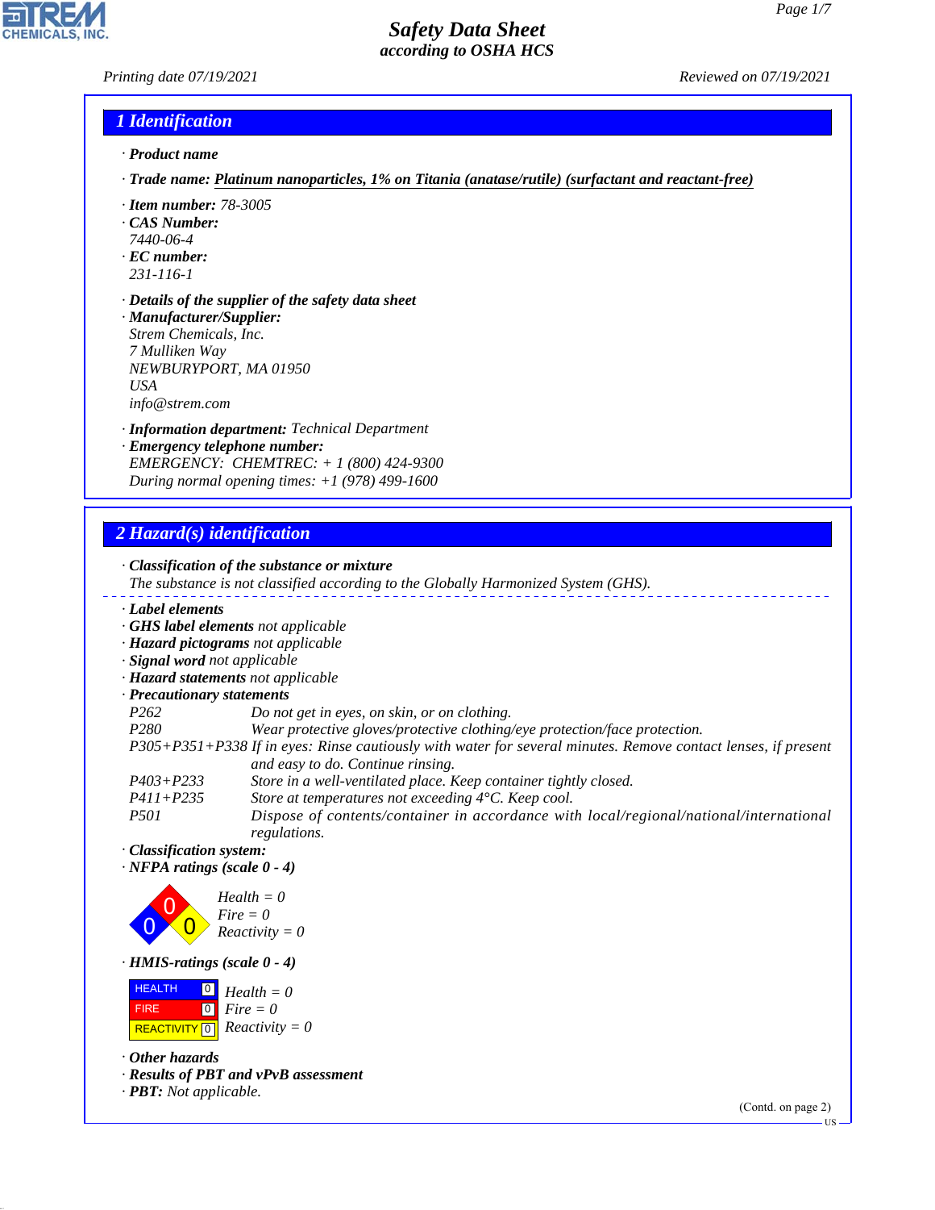# Safety Data Sheet
## according to OSHA HCS

Printing date 07/19/2021 | Reviewed on 07/19/2021

## 1 Identification

· **Product name**

· **Trade name:** Platinum nanoparticles, 1% on Titania (anatase/rutile) (surfactant and reactant-free)

· **Item number:** 78-3005
· **CAS Number:**
7440-06-4
· **EC number:**
231-116-1

· **Details of the supplier of the safety data sheet**
· **Manufacturer/Supplier:**
Strem Chemicals, Inc.
7 Mulliken Way
NEWBURYPORT, MA 01950
USA
info@strem.com

· **Information department:** Technical Department
· **Emergency telephone number:**
EMERGENCY: CHEMTREC: + 1 (800) 424-9300
During normal opening times: +1 (978) 499-1600

## 2 Hazard(s) identification

· **Classification of the substance or mixture**
The substance is not classified according to the Globally Harmonized System (GHS).

· **Label elements**
· **GHS label elements** not applicable
· **Hazard pictograms** not applicable
· **Signal word** not applicable
· **Hazard statements** not applicable
· **Precautionary statements**

| | |
|---|---|
| P262 | Do not get in eyes, on skin, or on clothing. |
| P280 | Wear protective gloves/protective clothing/eye protection/face protection. |
| P305+P351+P338 | If in eyes: Rinse cautiously with water for several minutes. Remove contact lenses, if present and easy to do. Continue rinsing. |
| P403+P233 | Store in a well-ventilated place. Keep container tightly closed. |
| P411+P235 | Store at temperatures not exceeding 4°C. Keep cool. |
| P501 | Dispose of contents/container in accordance with local/regional/national/international regulations. |

· **Classification system:**
· **NFPA ratings (scale 0 - 4)**

Health = 0
Fire = 0
Reactivity = 0

· **HMIS-ratings (scale 0 - 4)**

| | | |
|---|---|---|
| HEALTH | 0 | Health = 0 |
| FIRE | 0 | Fire = 0 |
| REACTIVITY | 0 | Reactivity = 0 |

· **Other hazards**
· **Results of PBT and vPvB assessment**
· **PBT:** Not applicable.

(Contd. on page 2)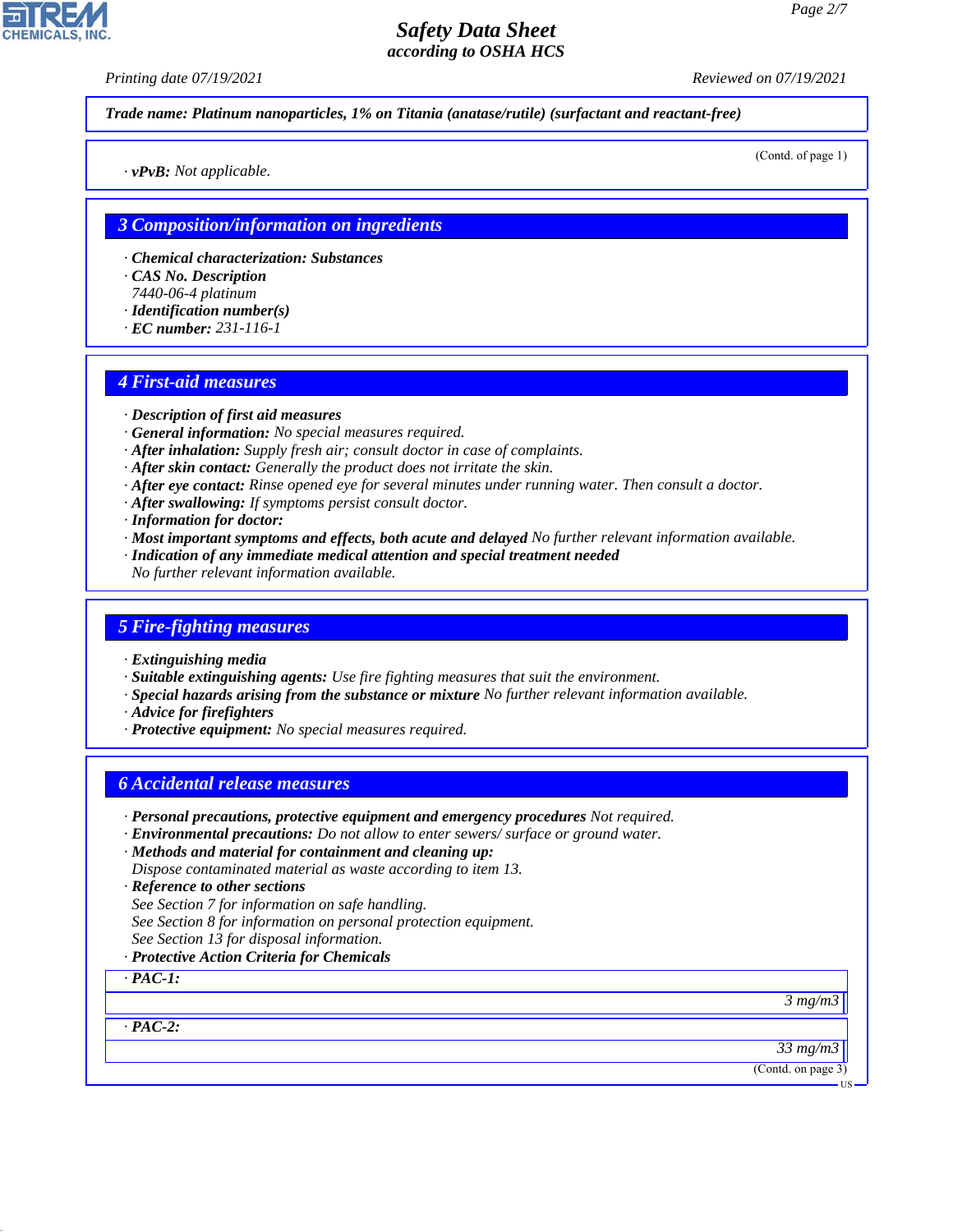**Trade name: Platinum nanoparticles, 1% on Titania (anatase/rutile) (surfactant and reactant-free)**

(Contd. of page 1)

· **vPvB:** Not applicable.

## 3 Composition/information on ingredients

· **Chemical characterization: Substances**
· **CAS No. Description**
7440-06-4 platinum
· **Identification number(s)**
· **EC number:** 231-116-1

## 4 First-aid measures

· **Description of first aid measures**
· **General information:** No special measures required.
· **After inhalation:** Supply fresh air; consult doctor in case of complaints.
· **After skin contact:** Generally the product does not irritate the skin.
· **After eye contact:** Rinse opened eye for several minutes under running water. Then consult a doctor.
· **After swallowing:** If symptoms persist consult doctor.
· **Information for doctor:**
· **Most important symptoms and effects, both acute and delayed** No further relevant information available.
· **Indication of any immediate medical attention and special treatment needed**
No further relevant information available.

## 5 Fire-fighting measures

· **Extinguishing media**
· **Suitable extinguishing agents:** Use fire fighting measures that suit the environment.
· **Special hazards arising from the substance or mixture** No further relevant information available.
· **Advice for firefighters**
· **Protective equipment:** No special measures required.

## 6 Accidental release measures

· **Personal precautions, protective equipment and emergency procedures** Not required.
· **Environmental precautions:** Do not allow to enter sewers/ surface or ground water.
· **Methods and material for containment and cleaning up:**
Dispose contaminated material as waste according to item 13.
· **Reference to other sections**
See Section 7 for information on safe handling.
See Section 8 for information on personal protection equipment.
See Section 13 for disposal information.
· **Protective Action Criteria for Chemicals**

| · **PAC-1:** | |
|---|---|
| | 3 mg/m3 |

| · **PAC-2:** | |
|---|---|
| | 33 mg/m3 |

(Contd. on page 3)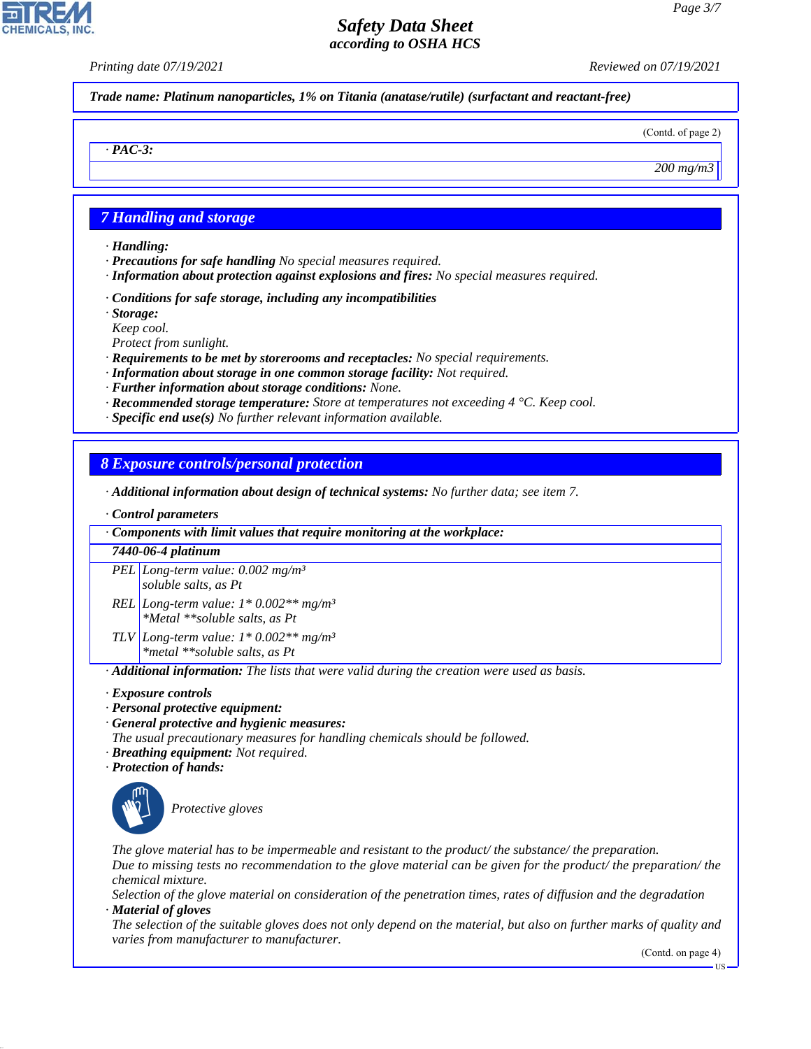**Trade name: Platinum nanoparticles, 1% on Titania (anatase/rutile) (surfactant and reactant-free)**

(Contd. of page 2)

· **PAC-3:**

200 mg/m3

## 7 Handling and storage

· **Handling:**
· **Precautions for safe handling** No special measures required.
· **Information about protection against explosions and fires:** No special measures required.

· **Conditions for safe storage, including any incompatibilities**
· **Storage:**
Keep cool.
Protect from sunlight.
· **Requirements to be met by storerooms and receptacles:** No special requirements.
· **Information about storage in one common storage facility:** Not required.
· **Further information about storage conditions:** None.
· **Recommended storage temperature:** Store at temperatures not exceeding 4 °C. Keep cool.
· **Specific end use(s)** No further relevant information available.

## 8 Exposure controls/personal protection

· **Additional information about design of technical systems:** No further data; see item 7.

· **Control parameters**

| · **Components with limit values that require monitoring at the workplace:** | |
|---|---|
| **7440-06-4 platinum** | |
| PEL | Long-term value: 0.002 mg/m³<br>soluble salts, as Pt |
| REL | Long-term value: 1* 0.002** mg/m³<br>*Metal **soluble salts, as Pt |
| TLV | Long-term value: 1* 0.002** mg/m³<br>*metal **soluble salts, as Pt |

· **Additional information:** The lists that were valid during the creation were used as basis.

· **Exposure controls**
· **Personal protective equipment:**
· **General protective and hygienic measures:**
The usual precautionary measures for handling chemicals should be followed.
· **Breathing equipment:** Not required.
· **Protection of hands:**

Protective gloves

The glove material has to be impermeable and resistant to the product/ the substance/ the preparation.
Due to missing tests no recommendation to the glove material can be given for the product/ the preparation/ the chemical mixture.
Selection of the glove material on consideration of the penetration times, rates of diffusion and the degradation
· **Material of gloves**
The selection of the suitable gloves does not only depend on the material, but also on further marks of quality and varies from manufacturer to manufacturer.

(Contd. on page 4)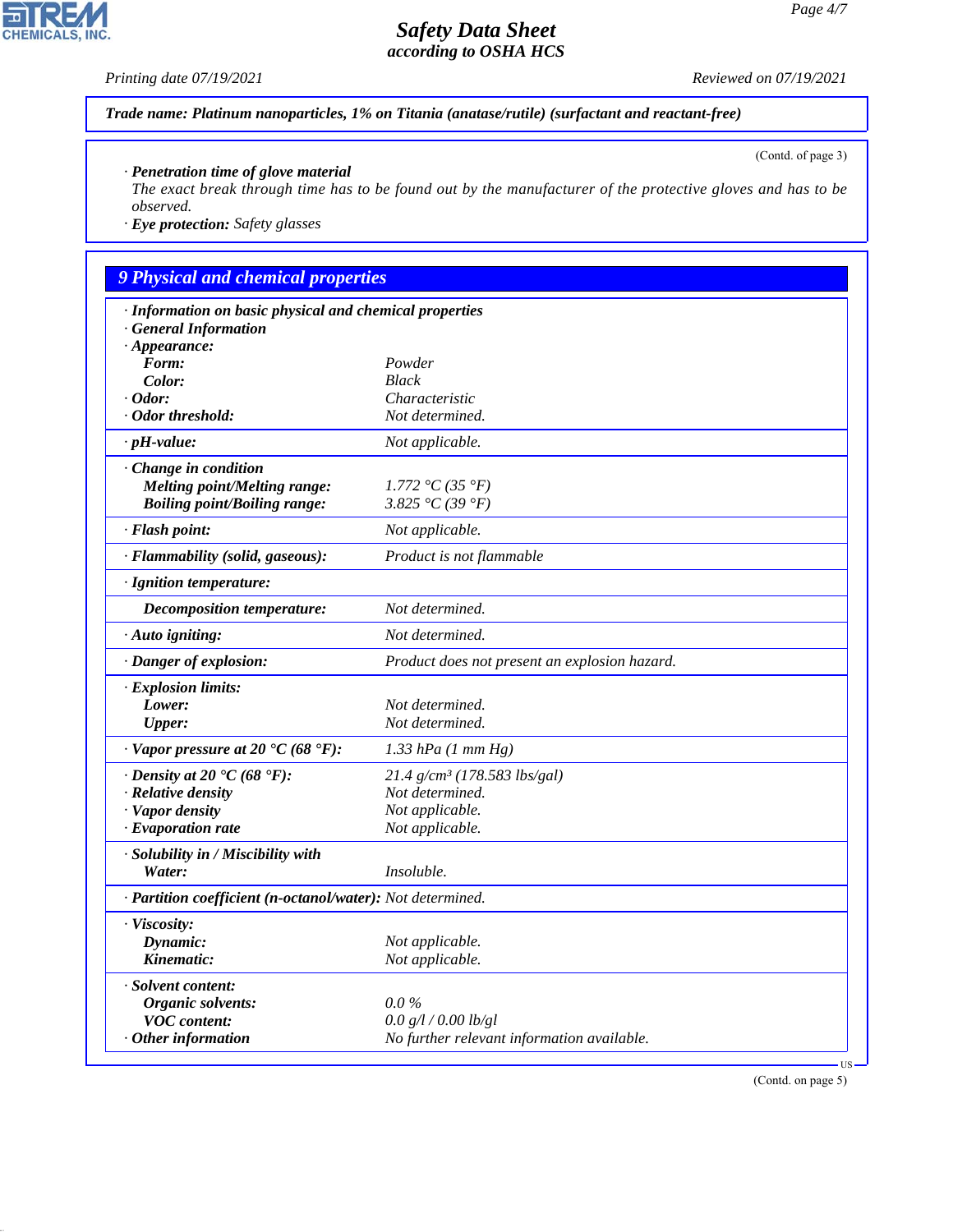**Trade name: Platinum nanoparticles, 1% on Titania (anatase/rutile) (surfactant and reactant-free)**

(Contd. of page 3)

· **Penetration time of glove material**
The exact break through time has to be found out by the manufacturer of the protective gloves and has to be observed.
· **Eye protection:** Safety glasses

## 9 Physical and chemical properties

· **Information on basic physical and chemical properties**
· **General Information**
· **Appearance:**

| | |
|---|---|
| **Form:** | Powder |
| **Color:** | Black |
| · **Odor:** | Characteristic |
| · **Odor threshold:** | Not determined. |
| · **pH-value:** | Not applicable. |
| · **Change in condition** | |
| **Melting point/Melting range:** | 1.772 °C (35 °F) |
| **Boiling point/Boiling range:** | 3.825 °C (39 °F) |
| · **Flash point:** | Not applicable. |
| · **Flammability (solid, gaseous):** | Product is not flammable |
| · **Ignition temperature:** | |
| **Decomposition temperature:** | Not determined. |
| · **Auto igniting:** | Not determined. |
| · **Danger of explosion:** | Product does not present an explosion hazard. |
| · **Explosion limits:** | |
| **Lower:** | Not determined. |
| **Upper:** | Not determined. |
| · **Vapor pressure at 20 °C (68 °F):** | 1.33 hPa (1 mm Hg) |
| · **Density at 20 °C (68 °F):** | 21.4 g/cm³ (178.583 lbs/gal) |
| · **Relative density** | Not determined. |
| · **Vapor density** | Not applicable. |
| · **Evaporation rate** | Not applicable. |
| · **Solubility in / Miscibility with** | |
| **Water:** | Insoluble. |
| · **Partition coefficient (n-octanol/water):** | Not determined. |
| · **Viscosity:** | |
| **Dynamic:** | Not applicable. |
| **Kinematic:** | Not applicable. |
| · **Solvent content:** | |
| **Organic solvents:** | 0.0 % |
| **VOC content:** | 0.0 g/l / 0.00 lb/gl |
| · **Other information** | No further relevant information available. |

(Contd. on page 5)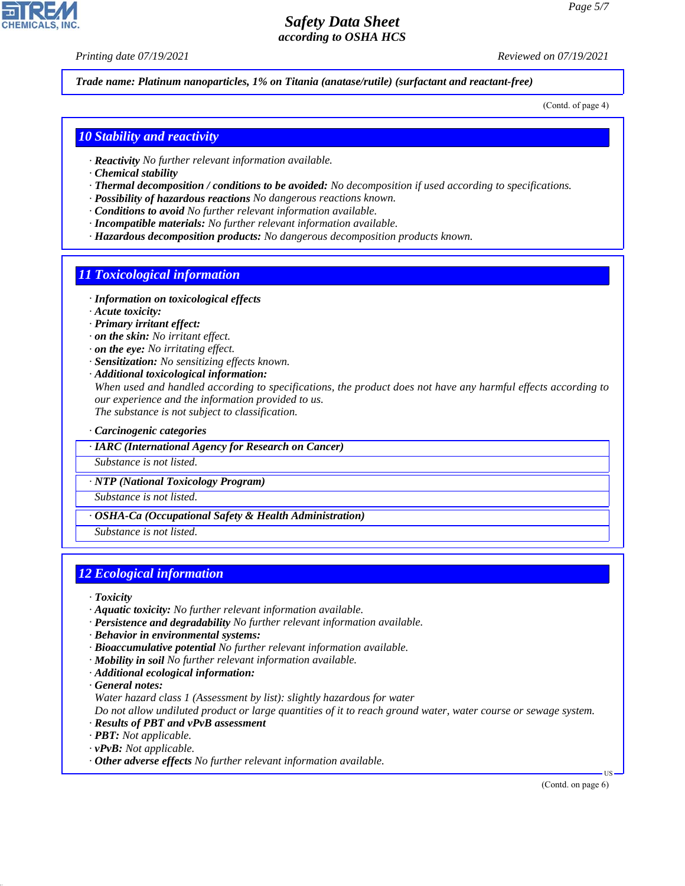Trade name: Platinum nanoparticles, 1% on Titania (anatase/rutile) (surfactant and reactant-free)

(Contd. of page 4)

## 10 Stability and reactivity

· **Reactivity** No further relevant information available.
· **Chemical stability**
· **Thermal decomposition / conditions to be avoided:** No decomposition if used according to specifications.
· **Possibility of hazardous reactions** No dangerous reactions known.
· **Conditions to avoid** No further relevant information available.
· **Incompatible materials:** No further relevant information available.
· **Hazardous decomposition products:** No dangerous decomposition products known.

## 11 Toxicological information

· **Information on toxicological effects**
· **Acute toxicity:**
· **Primary irritant effect:**
· **on the skin:** No irritant effect.
· **on the eye:** No irritating effect.
· **Sensitization:** No sensitizing effects known.
· **Additional toxicological information:**
When used and handled according to specifications, the product does not have any harmful effects according to our experience and the information provided to us.
The substance is not subject to classification.

· **Carcinogenic categories**

· **IARC (International Agency for Research on Cancer)**
Substance is not listed.

· **NTP (National Toxicology Program)**
Substance is not listed.

· **OSHA-Ca (Occupational Safety & Health Administration)**
Substance is not listed.

## 12 Ecological information

· **Toxicity**
· **Aquatic toxicity:** No further relevant information available.
· **Persistence and degradability** No further relevant information available.
· **Behavior in environmental systems:**
· **Bioaccumulative potential** No further relevant information available.
· **Mobility in soil** No further relevant information available.
· **Additional ecological information:**
· **General notes:**
Water hazard class 1 (Assessment by list): slightly hazardous for water
Do not allow undiluted product or large quantities of it to reach ground water, water course or sewage system.
· **Results of PBT and vPvB assessment**
· **PBT:** Not applicable.
· **vPvB:** Not applicable.
· **Other adverse effects** No further relevant information available.

(Contd. on page 6)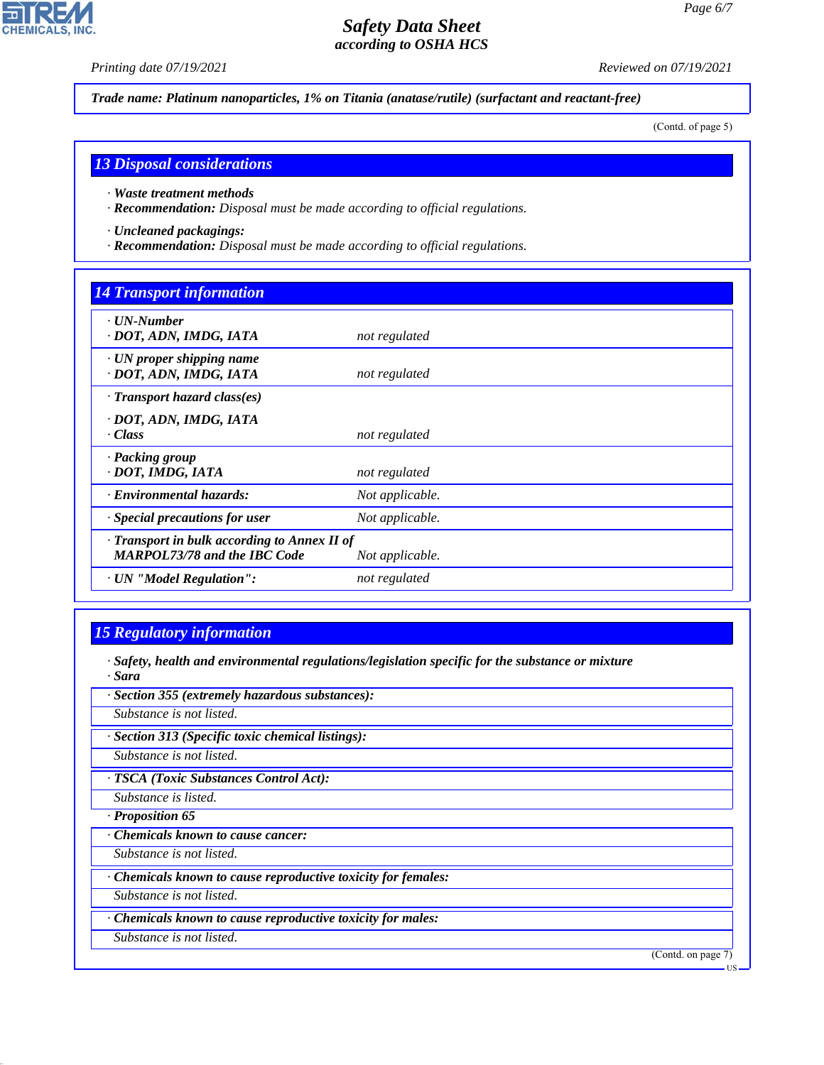**Trade name: Platinum nanoparticles, 1% on Titania (anatase/rutile) (surfactant and reactant-free)**

(Contd. of page 5)

## 13 Disposal considerations

· **Waste treatment methods**
· **Recommendation:** Disposal must be made according to official regulations.

· **Uncleaned packagings:**
· **Recommendation:** Disposal must be made according to official regulations.

## 14 Transport information

| | |
|---|---|
| · **UN-Number**<br>· **DOT, ADN, IMDG, IATA** | not regulated |
| · **UN proper shipping name**<br>· **DOT, ADN, IMDG, IATA** | not regulated |
| · **Transport hazard class(es)**<br>· **DOT, ADN, IMDG, IATA**<br>· **Class** | not regulated |
| · **Packing group**<br>· **DOT, IMDG, IATA** | not regulated |
| · **Environmental hazards:** | Not applicable. |
| · **Special precautions for user** | Not applicable. |
| · **Transport in bulk according to Annex II of MARPOL73/78 and the IBC Code** | Not applicable. |
| · **UN "Model Regulation":** | not regulated |

## 15 Regulatory information

· **Safety, health and environmental regulations/legislation specific for the substance or mixture**
· **Sara**

· **Section 355 (extremely hazardous substances):**
Substance is not listed.

· **Section 313 (Specific toxic chemical listings):**
Substance is not listed.

· **TSCA (Toxic Substances Control Act):**
Substance is listed.

· **Proposition 65**

· **Chemicals known to cause cancer:**
Substance is not listed.

· **Chemicals known to cause reproductive toxicity for females:**
Substance is not listed.

· **Chemicals known to cause reproductive toxicity for males:**
Substance is not listed.

(Contd. on page 7)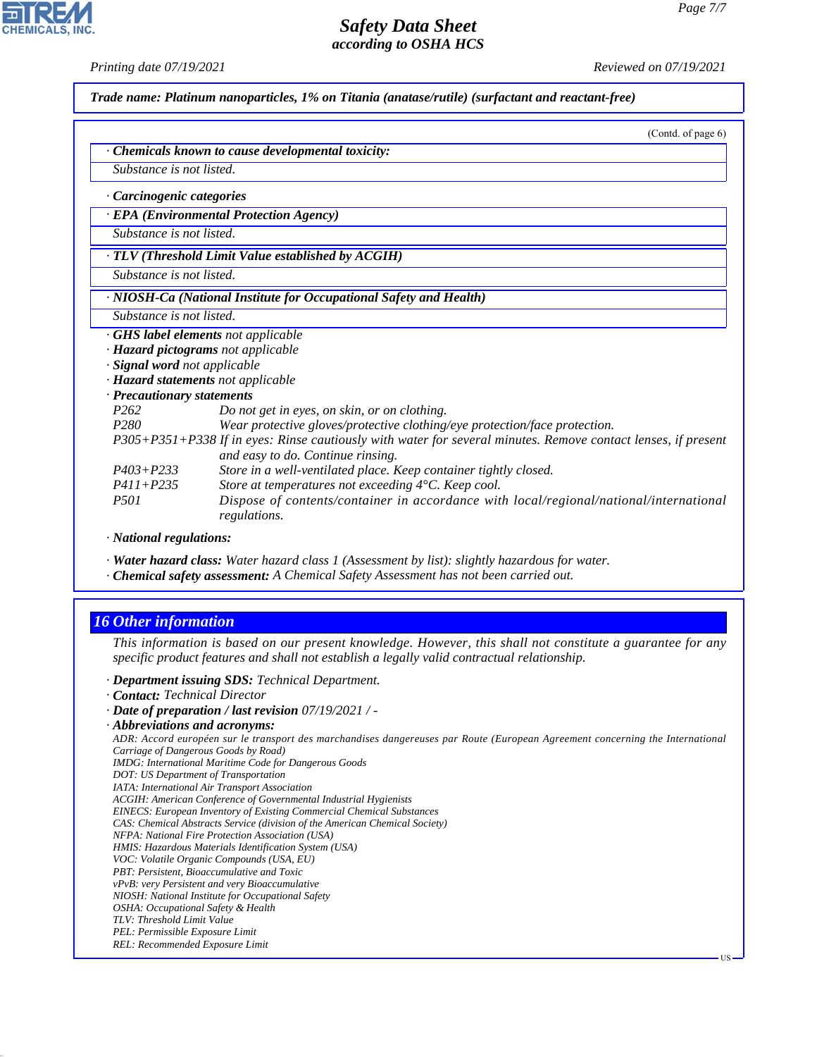Trade name: Platinum nanoparticles, 1% on Titania (anatase/rutile) (surfactant and reactant-free)

(Contd. of page 6)

· **Chemicals known to cause developmental toxicity:**

Substance is not listed.

· **Carcinogenic categories**

· **EPA (Environmental Protection Agency)**

Substance is not listed.

· **TLV (Threshold Limit Value established by ACGIH)**

Substance is not listed.

· **NIOSH-Ca (National Institute for Occupational Safety and Health)**

Substance is not listed.

· **GHS label elements** not applicable
· **Hazard pictograms** not applicable
· **Signal word** not applicable
· **Hazard statements** not applicable
· **Precautionary statements**

| | |
|---|---|
| P262 | Do not get in eyes, on skin, or on clothing. |
| P280 | Wear protective gloves/protective clothing/eye protection/face protection. |
| P305+P351+P338 | If in eyes: Rinse cautiously with water for several minutes. Remove contact lenses, if present and easy to do. Continue rinsing. |
| P403+P233 | Store in a well-ventilated place. Keep container tightly closed. |
| P411+P235 | Store at temperatures not exceeding 4°C. Keep cool. |
| P501 | Dispose of contents/container in accordance with local/regional/national/international regulations. |

· **National regulations:**

· **Water hazard class:** Water hazard class 1 (Assessment by list): slightly hazardous for water.
· **Chemical safety assessment:** A Chemical Safety Assessment has not been carried out.

## 16 Other information

This information is based on our present knowledge. However, this shall not constitute a guarantee for any specific product features and shall not establish a legally valid contractual relationship.

· **Department issuing SDS:** Technical Department.
· **Contact:** Technical Director
· **Date of preparation / last revision** 07/19/2021 / -
· **Abbreviations and acronyms:**

ADR: Accord européen sur le transport des marchandises dangereuses par Route (European Agreement concerning the International Carriage of Dangerous Goods by Road)
IMDG: International Maritime Code for Dangerous Goods
DOT: US Department of Transportation
IATA: International Air Transport Association
ACGIH: American Conference of Governmental Industrial Hygienists
EINECS: European Inventory of Existing Commercial Chemical Substances
CAS: Chemical Abstracts Service (division of the American Chemical Society)
NFPA: National Fire Protection Association (USA)
HMIS: Hazardous Materials Identification System (USA)
VOC: Volatile Organic Compounds (USA, EU)
PBT: Persistent, Bioaccumulative and Toxic
vPvB: very Persistent and very Bioaccumulative
NIOSH: National Institute for Occupational Safety
OSHA: Occupational Safety & Health
TLV: Threshold Limit Value
PEL: Permissible Exposure Limit
REL: Recommended Exposure Limit